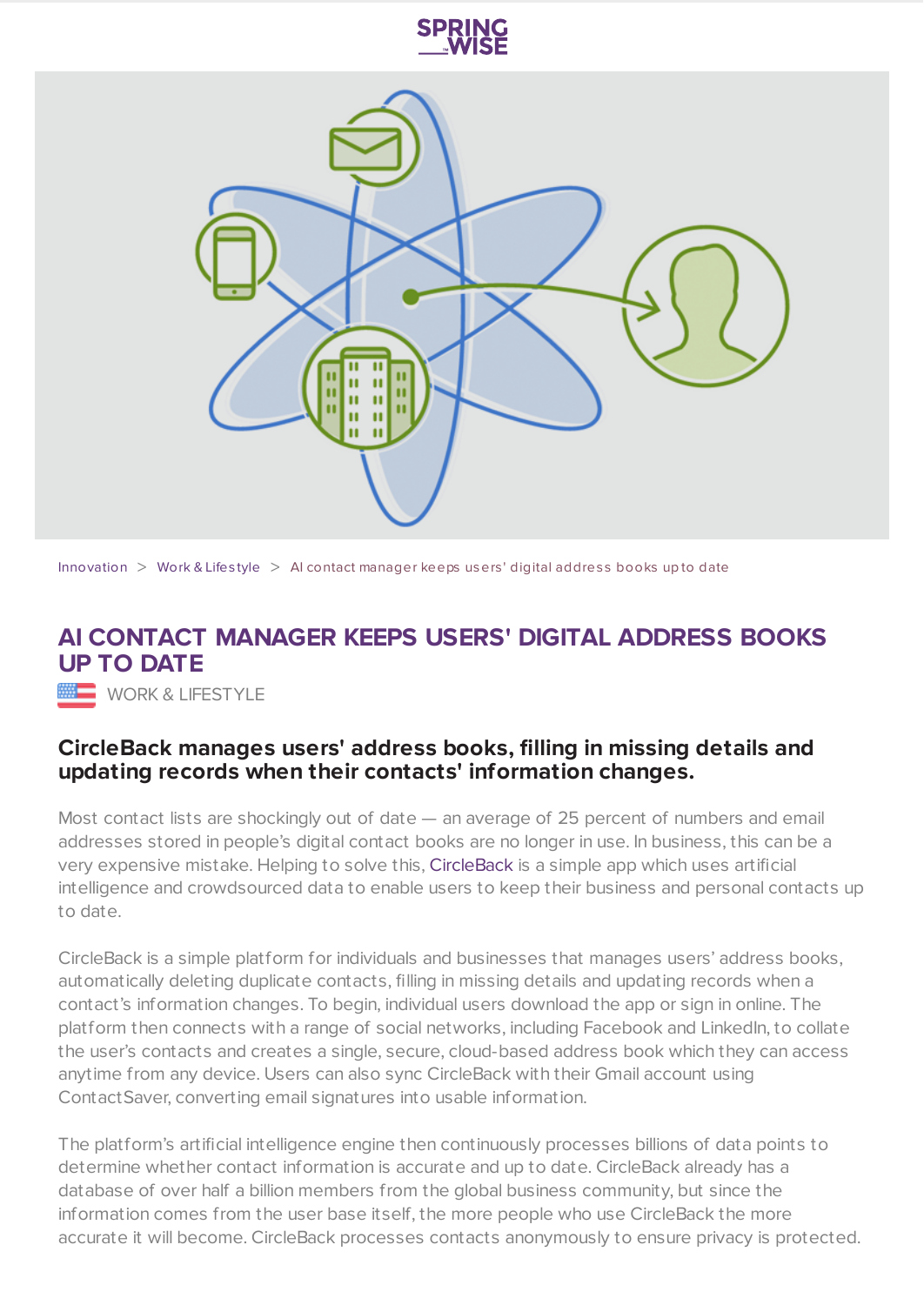Innovation > Work & Lifestyle > AI contact manager keeps users' digital address books up to date

# AI CONTACT MANAGER KEEPS USERS' DIGITAL ADDRESS BOOKS UP TO DATE

WORK & LIFESTYLE

## CircleBack manages users' address books, filling in missing details and updating records when their contacts' information changes.

Most contact lists are shockingly out of date — an average of 25 percent of numbers and email addresses stored in people's digital contact books are no longer in use. In business, this can be a very expensive mistake. Helping to solve this, CircleBack is a simple app which uses artificial intelligence and crowdsourced data to enable users to keep their business and personal contacts up to date.

CircleBack is a simple platform for individuals and businesses that manages users' address books, automatically deleting duplicate contacts, filling in missing details and updating records when a contact's information changes. To begin, individual users download the app or sign in online. The platform then connects with a range of social networks, including Facebook and LinkedIn, to collate the user's contacts and creates a single, secure, cloud-based address book which they can access anytime from any device. Users can also sync CircleBack with their Gmail account using ContactSaver, converting email signatures into usable information.

The platform's artificial intelligence engine then continuously processes billions of data points to determine whether contact information is accurate and up to date. CircleBack already has a database of over half a billion members from the global business community, but since the information comes from the user base itself, the more people who use CircleBack the more accurate it will become. CircleBack processes contacts anonymously to ensure privacy is protected.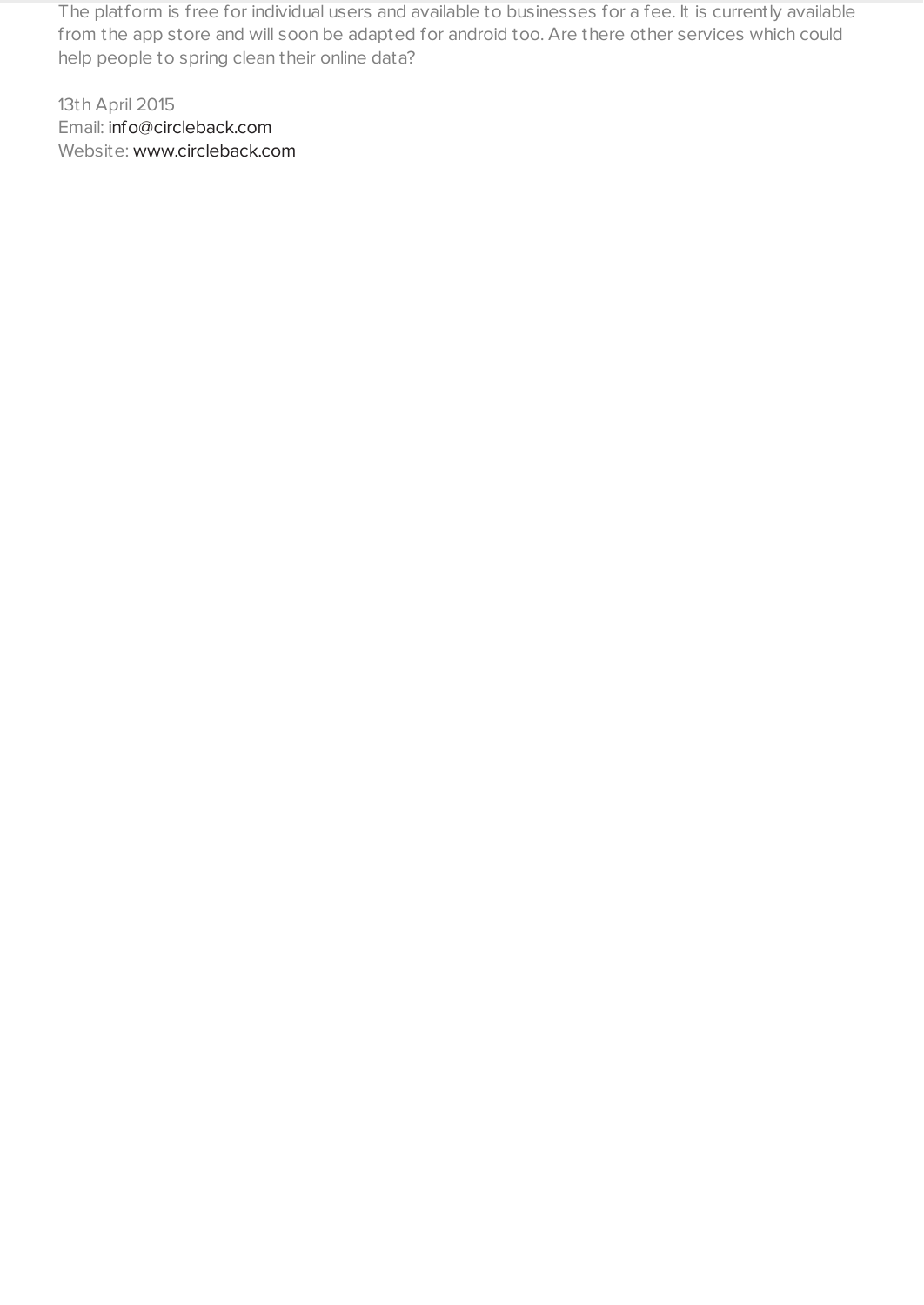The platform is free for individual users and available to businesses for a fee. It is currently available from the app store and will soon be adapted for android too. Are there other services which could help people to spring clean their online data?

13th April 2015
Email: info@circleback.com
Website: www.circleback.com